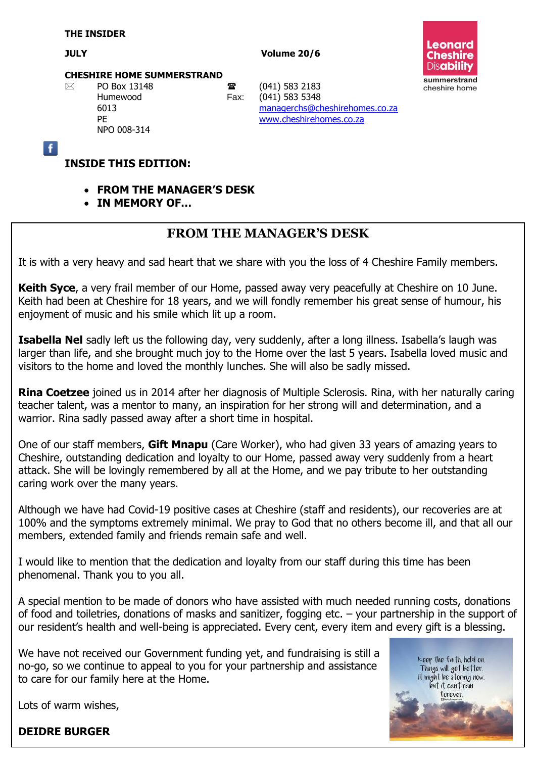**THE INSIDER**

**JULY** **Volume 20/6**

**CHESHIRE HOME SUMMERSTRAND**

PO Box 13148
Humewood
6013
PE
NPO 008-314

(041) 583 2183
Fax: (041) 583 5348
managerchs@cheshirehomes.co.za
www.cheshirehomes.co.za

Leonard Cheshire Disability
summerstrand cheshire home

## INSIDE THIS EDITION:

- **FROM THE MANAGER'S DESK**
- **IN MEMORY OF…**

## FROM THE MANAGER'S DESK

It is with a very heavy and sad heart that we share with you the loss of 4 Cheshire Family members.

**Keith Syce**, a very frail member of our Home, passed away very peacefully at Cheshire on 10 June. Keith had been at Cheshire for 18 years, and we will fondly remember his great sense of humour, his enjoyment of music and his smile which lit up a room.

**Isabella Nel** sadly left us the following day, very suddenly, after a long illness. Isabella's laugh was larger than life, and she brought much joy to the Home over the last 5 years. Isabella loved music and visitors to the home and loved the monthly lunches. She will also be sadly missed.

**Rina Coetzee** joined us in 2014 after her diagnosis of Multiple Sclerosis. Rina, with her naturally caring teacher talent, was a mentor to many, an inspiration for her strong will and determination, and a warrior. Rina sadly passed away after a short time in hospital.

One of our staff members, **Gift Mnapu** (Care Worker), who had given 33 years of amazing years to Cheshire, outstanding dedication and loyalty to our Home, passed away very suddenly from a heart attack. She will be lovingly remembered by all at the Home, and we pay tribute to her outstanding caring work over the many years.

Although we have had Covid-19 positive cases at Cheshire (staff and residents), our recoveries are at 100% and the symptoms extremely minimal. We pray to God that no others become ill, and that all our members, extended family and friends remain safe and well.

I would like to mention that the dedication and loyalty from our staff during this time has been phenomenal. Thank you to you all.

A special mention to be made of donors who have assisted with much needed running costs, donations of food and toiletries, donations of masks and sanitizer, fogging etc. – your partnership in the support of our resident's health and well-being is appreciated. Every cent, every item and every gift is a blessing.

We have not received our Government funding yet, and fundraising is still a no-go, so we continue to appeal to you for your partnership and assistance to care for our family here at the Home.

Keep the faith, hold on. Things will get better. It might be stormy now, but it can't rain forever.

Lots of warm wishes,

**DEIDRE BURGER**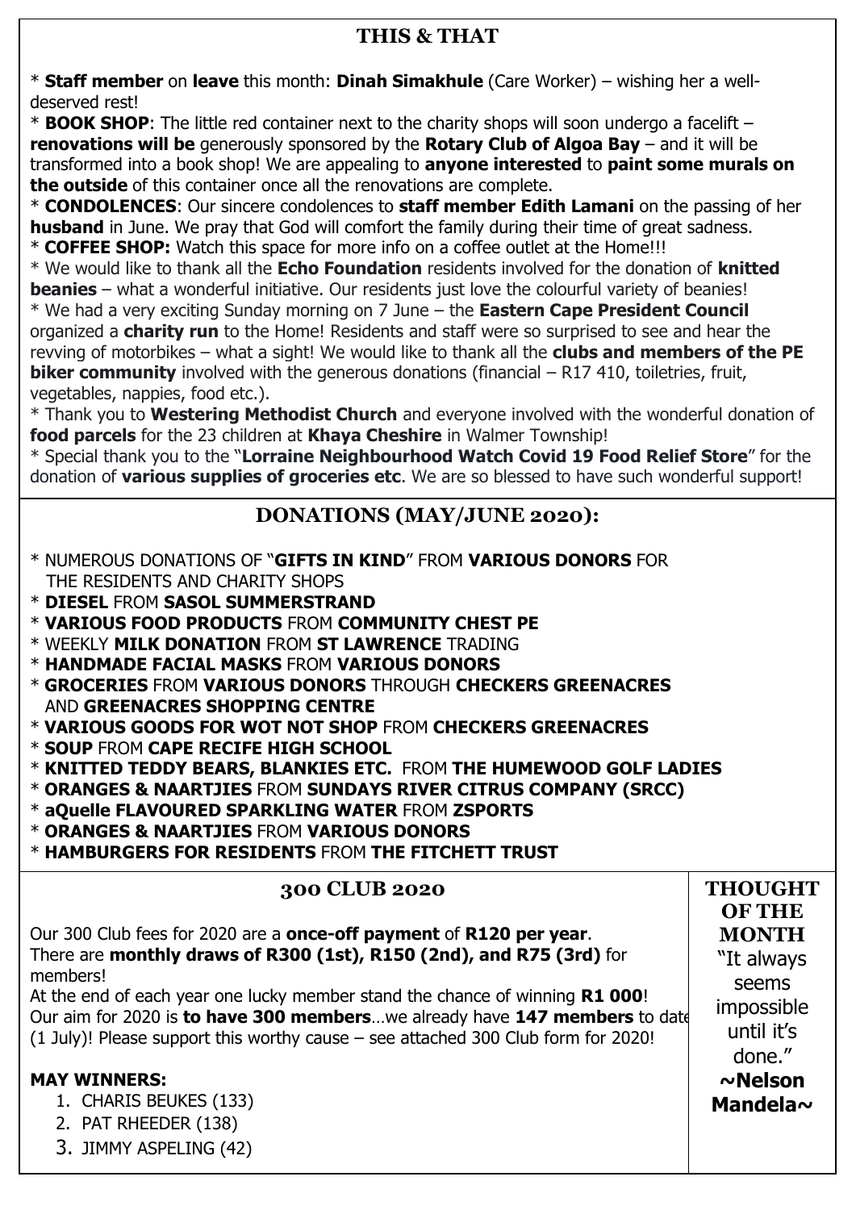## THIS & THAT

* **Staff member** on **leave** this month: **Dinah Simakhule** (Care Worker) – wishing her a well-deserved rest!
* **BOOK SHOP**: The little red container next to the charity shops will soon undergo a facelift – **renovations will be** generously sponsored by the **Rotary Club of Algoa Bay** – and it will be transformed into a book shop! We are appealing to **anyone interested** to **paint some murals on the outside** of this container once all the renovations are complete.
* **CONDOLENCES**: Our sincere condolences to **staff member Edith Lamani** on the passing of her **husband** in June. We pray that God will comfort the family during their time of great sadness.
* **COFFEE SHOP:** Watch this space for more info on a coffee outlet at the Home!!!
* We would like to thank all the **Echo Foundation** residents involved for the donation of **knitted beanies** – what a wonderful initiative. Our residents just love the colourful variety of beanies!
* We had a very exciting Sunday morning on 7 June – the **Eastern Cape President Council** organized a **charity run** to the Home! Residents and staff were so surprised to see and hear the revving of motorbikes – what a sight! We would like to thank all the **clubs and members of the PE biker community** involved with the generous donations (financial – R17 410, toiletries, fruit, vegetables, nappies, food etc.).
* Thank you to **Westering Methodist Church** and everyone involved with the wonderful donation of **food parcels** for the 23 children at **Khaya Cheshire** in Walmer Township!
* Special thank you to the "**Lorraine Neighbourhood Watch Covid 19 Food Relief Store**" for the donation of **various supplies of groceries etc**. We are so blessed to have such wonderful support!

## DONATIONS (MAY/JUNE 2020):

* NUMEROUS DONATIONS OF "**GIFTS IN KIND**" FROM **VARIOUS DONORS** FOR THE RESIDENTS AND CHARITY SHOPS
* **DIESEL** FROM **SASOL SUMMERSTRAND**
* **VARIOUS FOOD PRODUCTS** FROM **COMMUNITY CHEST PE**
* WEEKLY **MILK DONATION** FROM **ST LAWRENCE** TRADING
* **HANDMADE FACIAL MASKS** FROM **VARIOUS DONORS**
* **GROCERIES** FROM **VARIOUS DONORS** THROUGH **CHECKERS GREENACRES** AND **GREENACRES SHOPPING CENTRE**
* **VARIOUS GOODS FOR WOT NOT SHOP** FROM **CHECKERS GREENACRES**
* **SOUP** FROM **CAPE RECIFE HIGH SCHOOL**
* **KNITTED TEDDY BEARS, BLANKIES ETC.** FROM **THE HUMEWOOD GOLF LADIES**
* **ORANGES & NAARTJIES** FROM **SUNDAYS RIVER CITRUS COMPANY (SRCC)**
* **aQuelle FLAVOURED SPARKLING WATER** FROM **ZSPORTS**
* **ORANGES & NAARTJIES** FROM **VARIOUS DONORS**
* **HAMBURGERS FOR RESIDENTS** FROM **THE FITCHETT TRUST**

## 300 CLUB 2020

Our 300 Club fees for 2020 are a **once-off payment** of **R120 per year**.
There are **monthly draws of R300 (1st), R150 (2nd), and R75 (3rd)** for members!
At the end of each year one lucky member stand the chance of winning **R1 000**!
Our aim for 2020 is **to have 300 members**…we already have **147 members** to date (1 July)! Please support this worthy cause – see attached 300 Club form for 2020!

**MAY WINNERS:**

1. CHARIS BEUKES (133)
2. PAT RHEEDER (138)
3. JIMMY ASPELING (42)

## THOUGHT OF THE MONTH

"It always seems impossible until it's done."
**~Nelson Mandela~**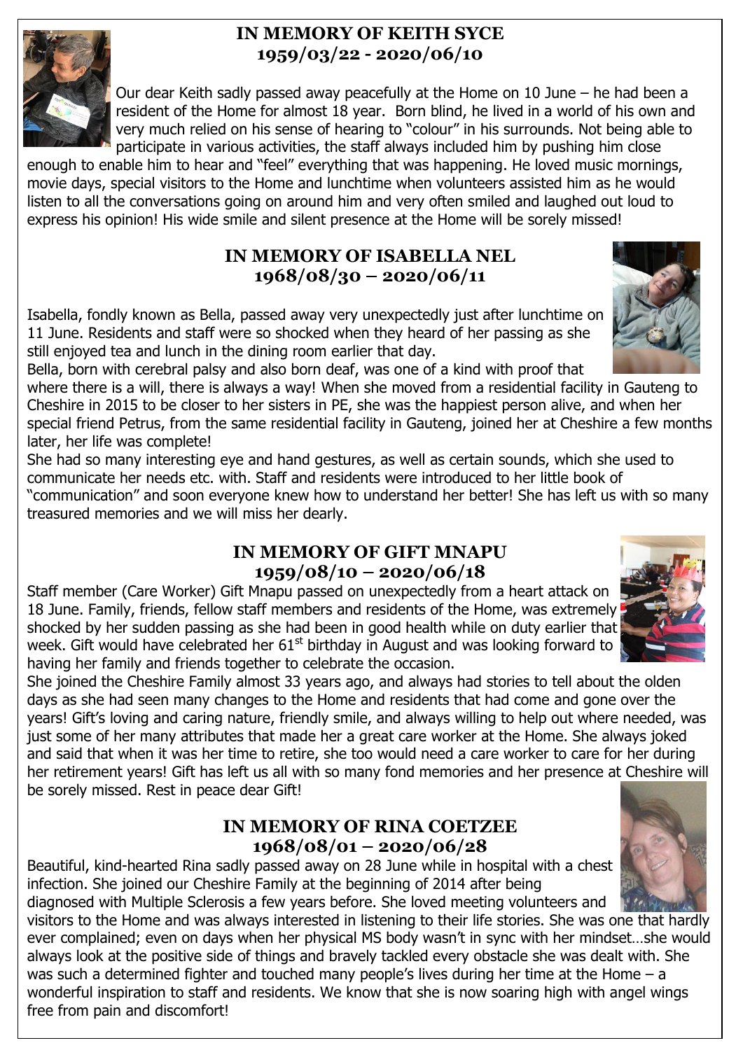## IN MEMORY OF KEITH SYCE
## 1959/03/22 - 2020/06/10

Our dear Keith sadly passed away peacefully at the Home on 10 June – he had been a resident of the Home for almost 18 year. Born blind, he lived in a world of his own and very much relied on his sense of hearing to "colour" in his surrounds. Not being able to participate in various activities, the staff always included him by pushing him close enough to enable him to hear and "feel" everything that was happening. He loved music mornings, movie days, special visitors to the Home and lunchtime when volunteers assisted him as he would listen to all the conversations going on around him and very often smiled and laughed out loud to express his opinion! His wide smile and silent presence at the Home will be sorely missed!

## IN MEMORY OF ISABELLA NEL
## 1968/08/30 – 2020/06/11

Isabella, fondly known as Bella, passed away very unexpectedly just after lunchtime on 11 June. Residents and staff were so shocked when they heard of her passing as she still enjoyed tea and lunch in the dining room earlier that day.

Bella, born with cerebral palsy and also born deaf, was one of a kind with proof that where there is a will, there is always a way! When she moved from a residential facility in Gauteng to Cheshire in 2015 to be closer to her sisters in PE, she was the happiest person alive, and when her special friend Petrus, from the same residential facility in Gauteng, joined her at Cheshire a few months later, her life was complete!

She had so many interesting eye and hand gestures, as well as certain sounds, which she used to communicate her needs etc. with. Staff and residents were introduced to her little book of "communication" and soon everyone knew how to understand her better! She has left us with so many treasured memories and we will miss her dearly.

## IN MEMORY OF GIFT MNAPU
## 1959/08/10 – 2020/06/18

Staff member (Care Worker) Gift Mnapu passed on unexpectedly from a heart attack on 18 June. Family, friends, fellow staff members and residents of the Home, was extremely shocked by her sudden passing as she had been in good health while on duty earlier that week. Gift would have celebrated her 61st birthday in August and was looking forward to having her family and friends together to celebrate the occasion.

She joined the Cheshire Family almost 33 years ago, and always had stories to tell about the olden days as she had seen many changes to the Home and residents that had come and gone over the years! Gift's loving and caring nature, friendly smile, and always willing to help out where needed, was just some of her many attributes that made her a great care worker at the Home. She always joked and said that when it was her time to retire, she too would need a care worker to care for her during her retirement years! Gift has left us all with so many fond memories and her presence at Cheshire will be sorely missed. Rest in peace dear Gift!

## IN MEMORY OF RINA COETZEE
## 1968/08/01 – 2020/06/28

Beautiful, kind-hearted Rina sadly passed away on 28 June while in hospital with a chest infection. She joined our Cheshire Family at the beginning of 2014 after being diagnosed with Multiple Sclerosis a few years before. She loved meeting volunteers and visitors to the Home and was always interested in listening to their life stories. She was one that hardly ever complained; even on days when her physical MS body wasn't in sync with her mindset…she would always look at the positive side of things and bravely tackled every obstacle she was dealt with. She was such a determined fighter and touched many people's lives during her time at the Home – a wonderful inspiration to staff and residents. We know that she is now soaring high with angel wings free from pain and discomfort!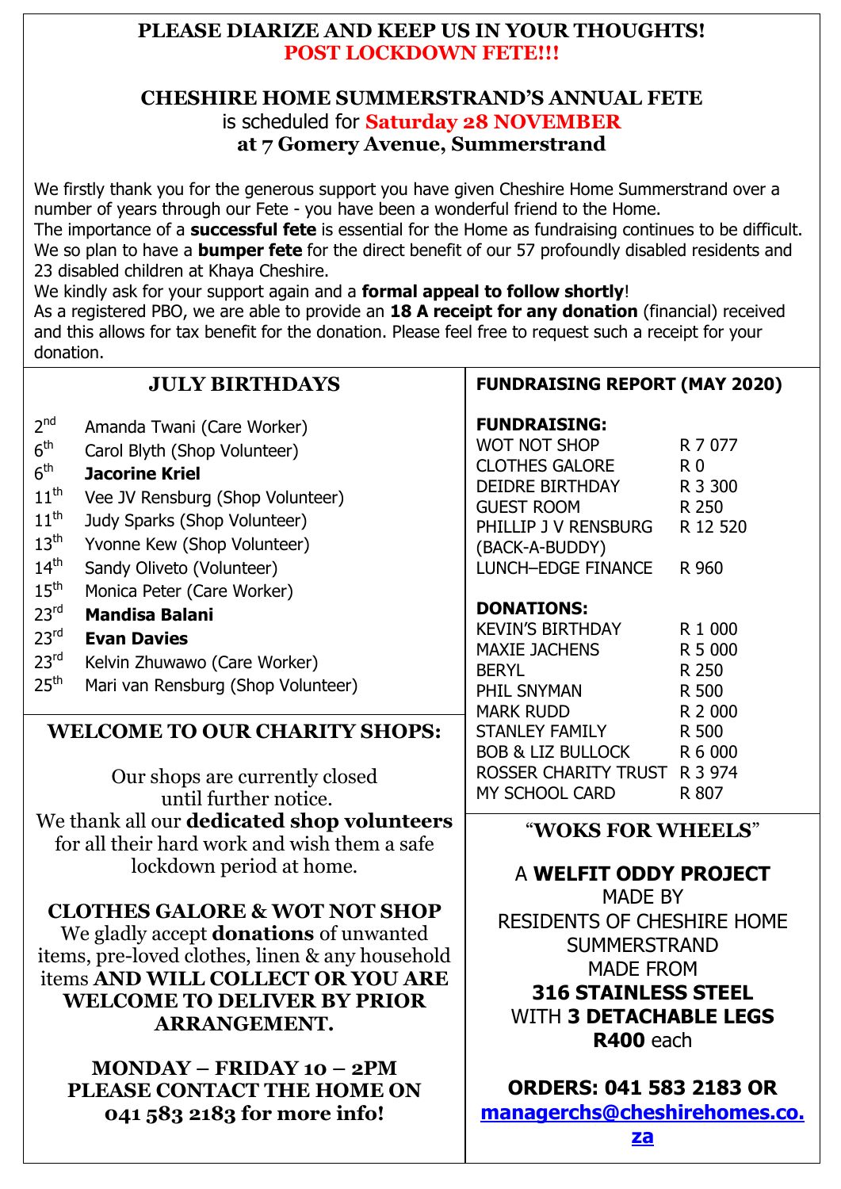**PLEASE DIARIZE AND KEEP US IN YOUR THOUGHTS!**
**POST LOCKDOWN FETE!!!**

## CHESHIRE HOME SUMMERSTRAND'S ANNUAL FETE

is scheduled for **Saturday 28 NOVEMBER**
**at 7 Gomery Avenue, Summerstrand**

We firstly thank you for the generous support you have given Cheshire Home Summerstrand over a number of years through our Fete - you have been a wonderful friend to the Home.
The importance of a **successful fete** is essential for the Home as fundraising continues to be difficult. We so plan to have a **bumper fete** for the direct benefit of our 57 profoundly disabled residents and 23 disabled children at Khaya Cheshire.
We kindly ask for your support again and a **formal appeal to follow shortly**!
As a registered PBO, we are able to provide an **18 A receipt for any donation** (financial) received and this allows for tax benefit for the donation. Please feel free to request such a receipt for your donation.

## JULY BIRTHDAYS

| | |
|---|---|
| 2nd | Amanda Twani (Care Worker) |
| 6th | Carol Blyth (Shop Volunteer) |
| 6th | **Jacorine Kriel** |
| 11th | Vee JV Rensburg (Shop Volunteer) |
| 11th | Judy Sparks (Shop Volunteer) |
| 13th | Yvonne Kew (Shop Volunteer) |
| 14th | Sandy Oliveto (Volunteer) |
| 15th | Monica Peter (Care Worker) |
| 23rd | **Mandisa Balani** |
| 23rd | **Evan Davies** |
| 23rd | Kelvin Zhuwawo (Care Worker) |
| 25th | Mari van Rensburg (Shop Volunteer) |

## WELCOME TO OUR CHARITY SHOPS:

Our shops are currently closed until further notice.
We thank all our **dedicated shop volunteers** for all their hard work and wish them a safe lockdown period at home.

**CLOTHES GALORE & WOT NOT SHOP**
We gladly accept **donations** of unwanted items, pre-loved clothes, linen & any household items **AND WILL COLLECT OR YOU ARE WELCOME TO DELIVER BY PRIOR ARRANGEMENT.**

**MONDAY – FRIDAY 10 – 2PM**
**PLEASE CONTACT THE HOME ON 041 583 2183 for more info!**

## FUNDRAISING REPORT (MAY 2020)

**FUNDRAISING:**

| | |
|---|---|
| WOT NOT SHOP | R 7 077 |
| CLOTHES GALORE | R 0 |
| DEIDRE BIRTHDAY | R 3 300 |
| GUEST ROOM | R 250 |
| PHILLIP J V RENSBURG (BACK-A-BUDDY) | R 12 520 |
| LUNCH–EDGE FINANCE | R 960 |

**DONATIONS:**

| | |
|---|---|
| KEVIN'S BIRTHDAY | R 1 000 |
| MAXIE JACHENS | R 5 000 |
| BERYL | R 250 |
| PHIL SNYMAN | R 500 |
| MARK RUDD | R 2 000 |
| STANLEY FAMILY | R 500 |
| BOB & LIZ BULLOCK | R 6 000 |
| ROSSER CHARITY TRUST | R 3 974 |
| MY SCHOOL CARD | R 807 |

## "WOKS FOR WHEELS"

A **WELFIT ODDY PROJECT**
MADE BY
RESIDENTS OF CHESHIRE HOME SUMMERSTRAND
MADE FROM
**316 STAINLESS STEEL**
WITH **3 DETACHABLE LEGS**
**R400** each

**ORDERS: 041 583 2183 OR managerchs@cheshirehomes.co.za**